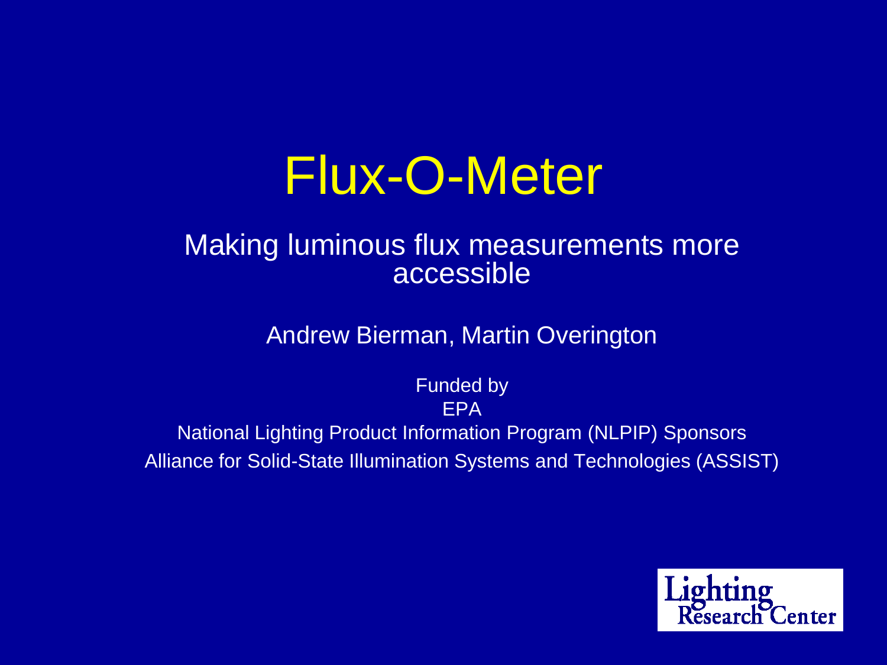# Flux-O-Meter

## Making luminous flux measurements more accessible

Andrew Bierman, Martin Overington

Funded by
EPA
National Lighting Product Information Program (NLPIP) Sponsors
Alliance for Solid-State Illumination Systems and Technologies (ASSIST)

Lighting Research Center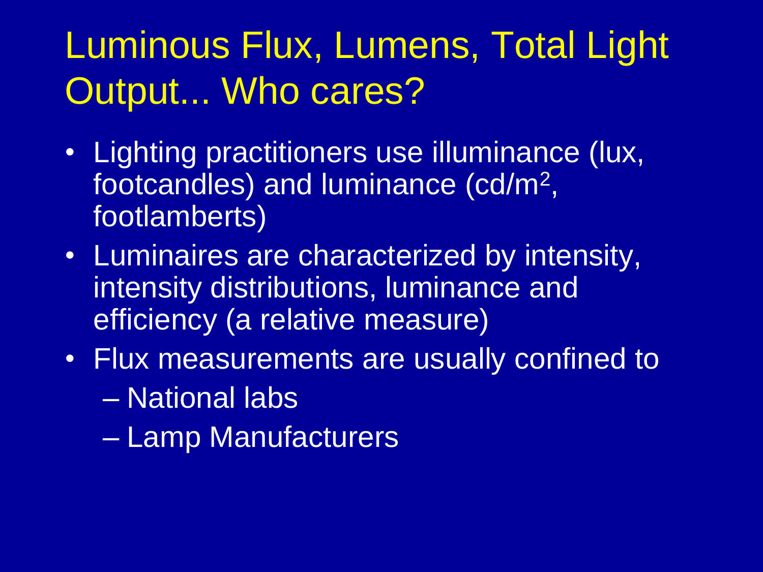# Luminous Flux, Lumens, Total Light Output... Who cares?

- Lighting practitioners use illuminance (lux, footcandles) and luminance (cd/m$^2$, footlamberts)
- Luminaires are characterized by intensity, intensity distributions, luminance and efficiency (a relative measure)
- Flux measurements are usually confined to
  - National labs
  - Lamp Manufacturers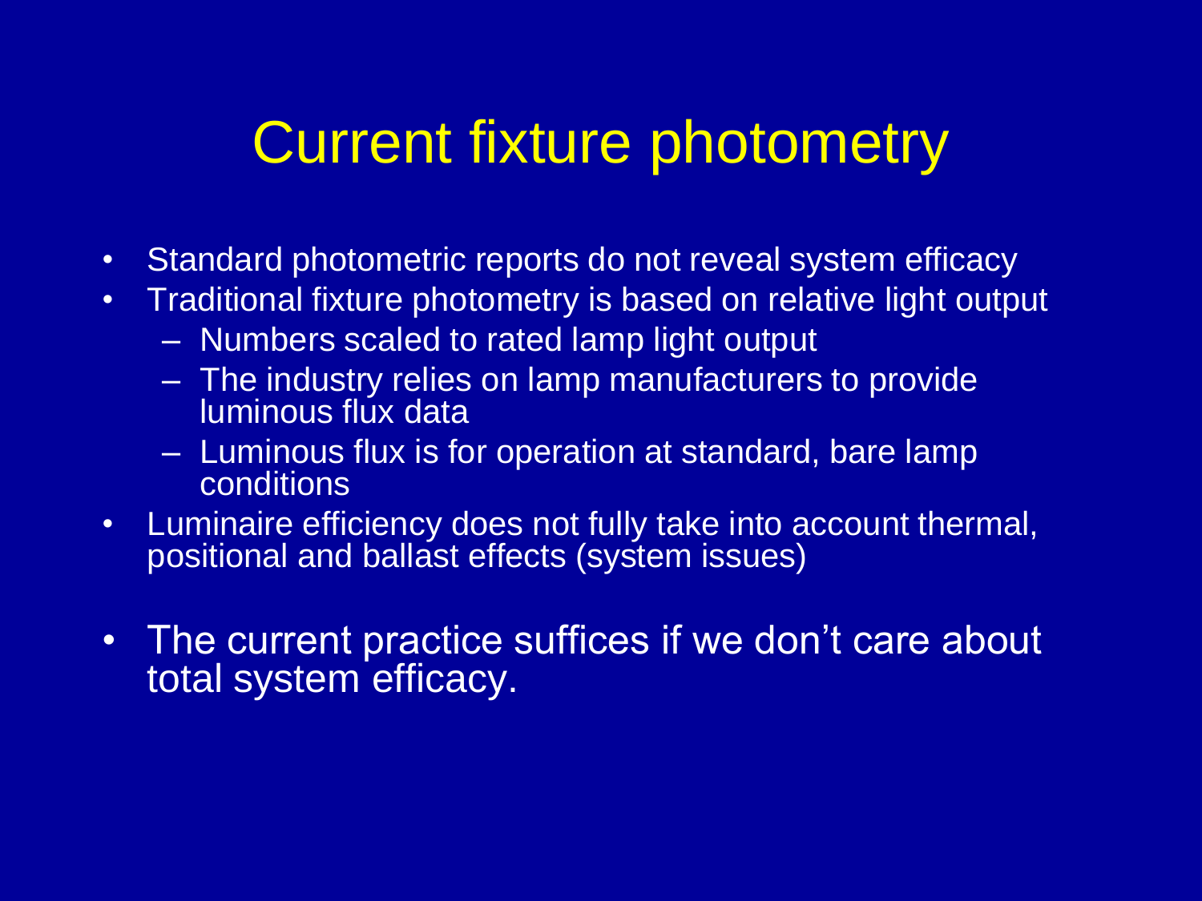# Current fixture photometry

- Standard photometric reports do not reveal system efficacy
- Traditional fixture photometry is based on relative light output
  - Numbers scaled to rated lamp light output
  - The industry relies on lamp manufacturers to provide luminous flux data
  - Luminous flux is for operation at standard, bare lamp conditions
- Luminaire efficiency does not fully take into account thermal, positional and ballast effects (system issues)

- The current practice suffices if we don't care about total system efficacy.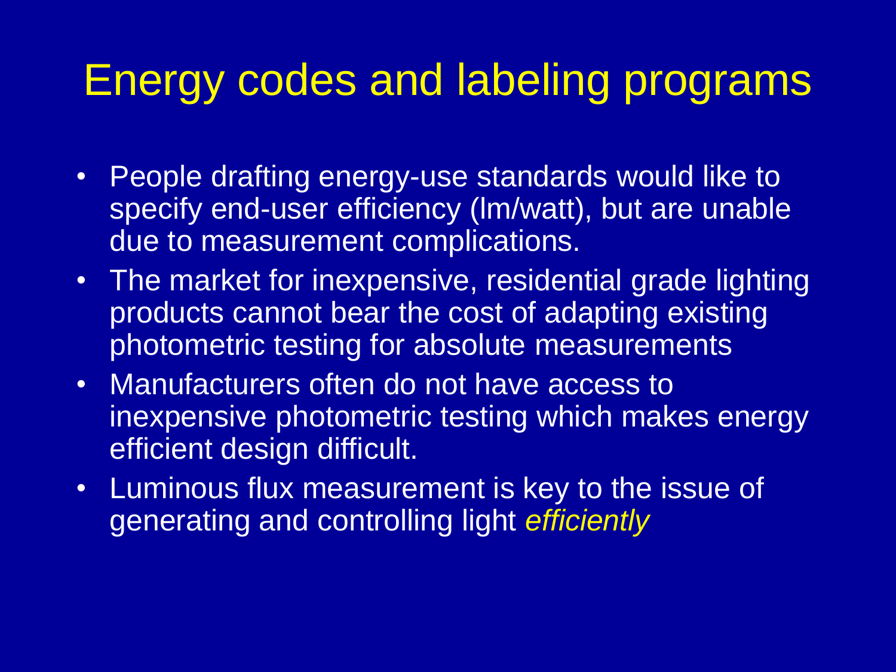# Energy codes and labeling programs

- People drafting energy-use standards would like to specify end-user efficiency (lm/watt), but are unable due to measurement complications.
- The market for inexpensive, residential grade lighting products cannot bear the cost of adapting existing photometric testing for absolute measurements
- Manufacturers often do not have access to inexpensive photometric testing which makes energy efficient design difficult.
- Luminous flux measurement is key to the issue of generating and controlling light *efficiently*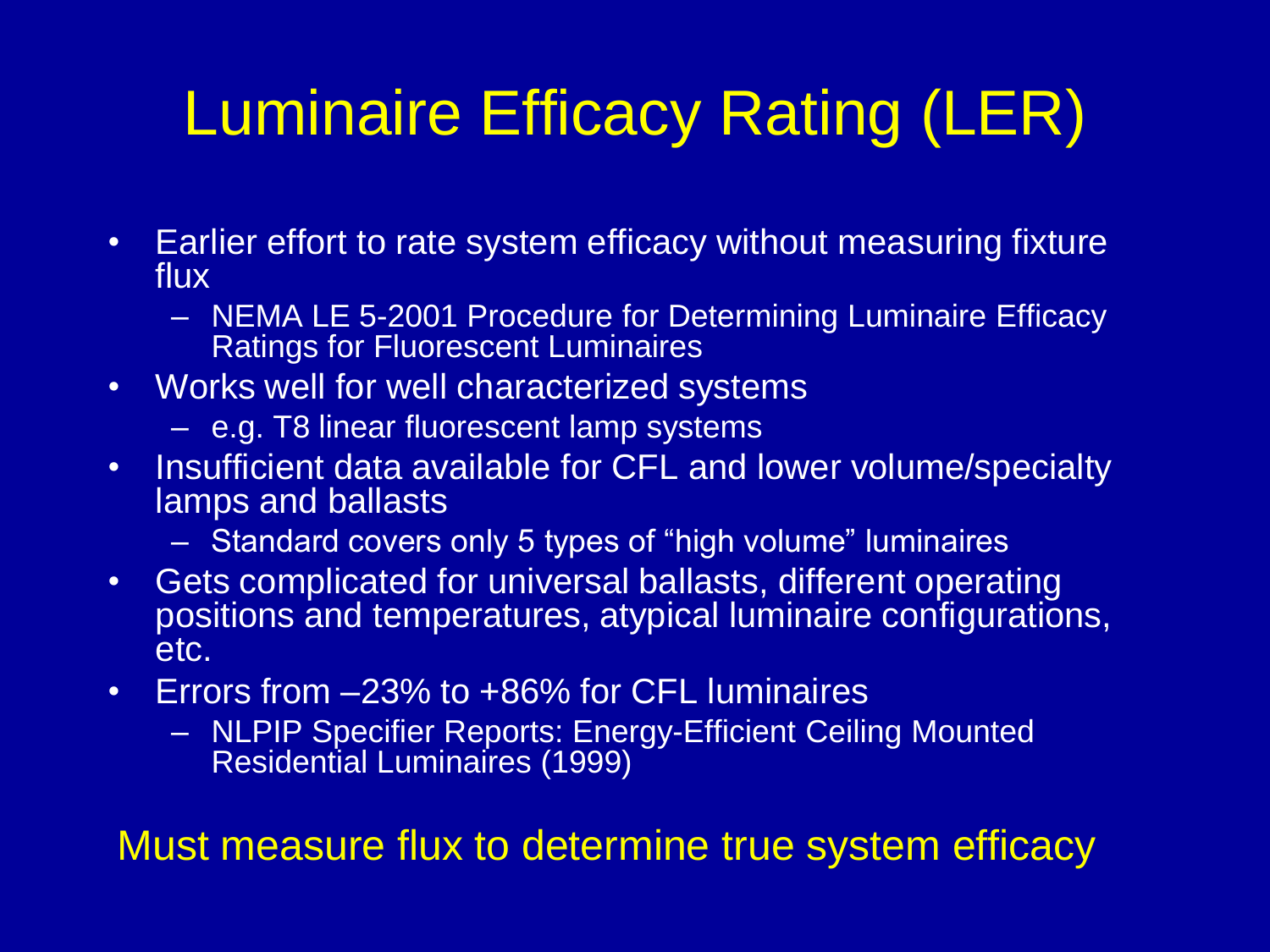# Luminaire Efficacy Rating (LER)

- Earlier effort to rate system efficacy without measuring fixture flux
  - NEMA LE 5-2001 Procedure for Determining Luminaire Efficacy Ratings for Fluorescent Luminaires
- Works well for well characterized systems
  - e.g. T8 linear fluorescent lamp systems
- Insufficient data available for CFL and lower volume/specialty lamps and ballasts
  - Standard covers only 5 types of "high volume" luminaires
- Gets complicated for universal ballasts, different operating positions and temperatures, atypical luminaire configurations, etc.
- Errors from –23% to +86% for CFL luminaires
  - NLPIP Specifier Reports: Energy-Efficient Ceiling Mounted Residential Luminaires (1999)

Must measure flux to determine true system efficacy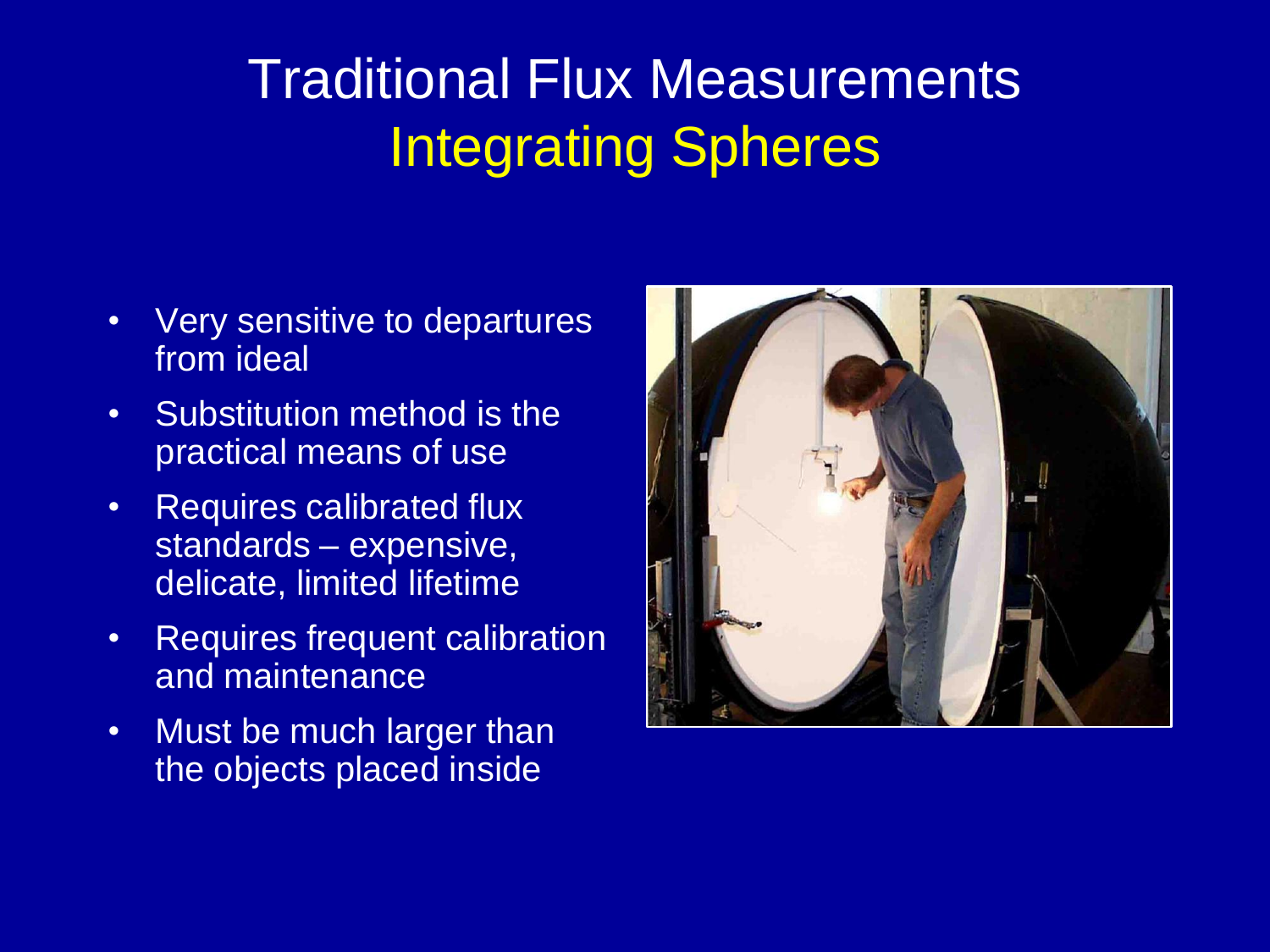# Traditional Flux Measurements
## Integrating Spheres

- Very sensitive to departures from ideal
- Substitution method is the practical means of use
- Requires calibrated flux standards – expensive, delicate, limited lifetime
- Requires frequent calibration and maintenance
- Must be much larger than the objects placed inside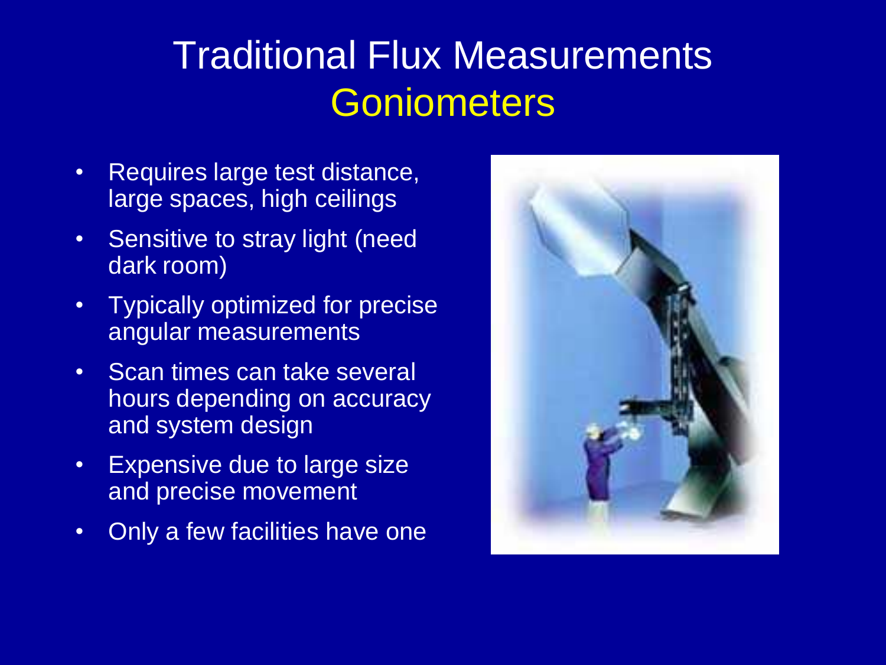# Traditional Flux Measurements

## Goniometers

- Requires large test distance, large spaces, high ceilings
- Sensitive to stray light (need dark room)
- Typically optimized for precise angular measurements
- Scan times can take several hours depending on accuracy and system design
- Expensive due to large size and precise movement
- Only a few facilities have one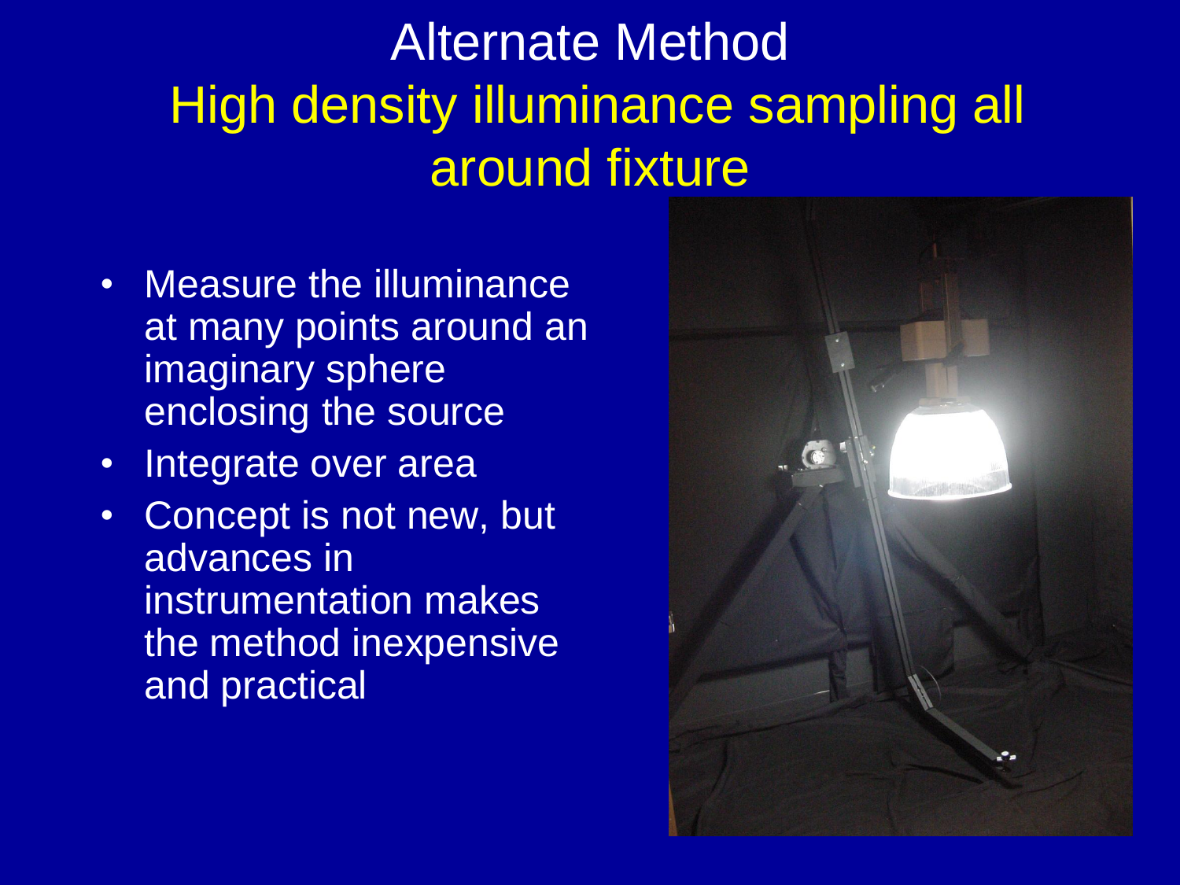# Alternate Method

## High density illuminance sampling all around fixture

- Measure the illuminance at many points around an imaginary sphere enclosing the source
- Integrate over area
- Concept is not new, but advances in instrumentation makes the method inexpensive and practical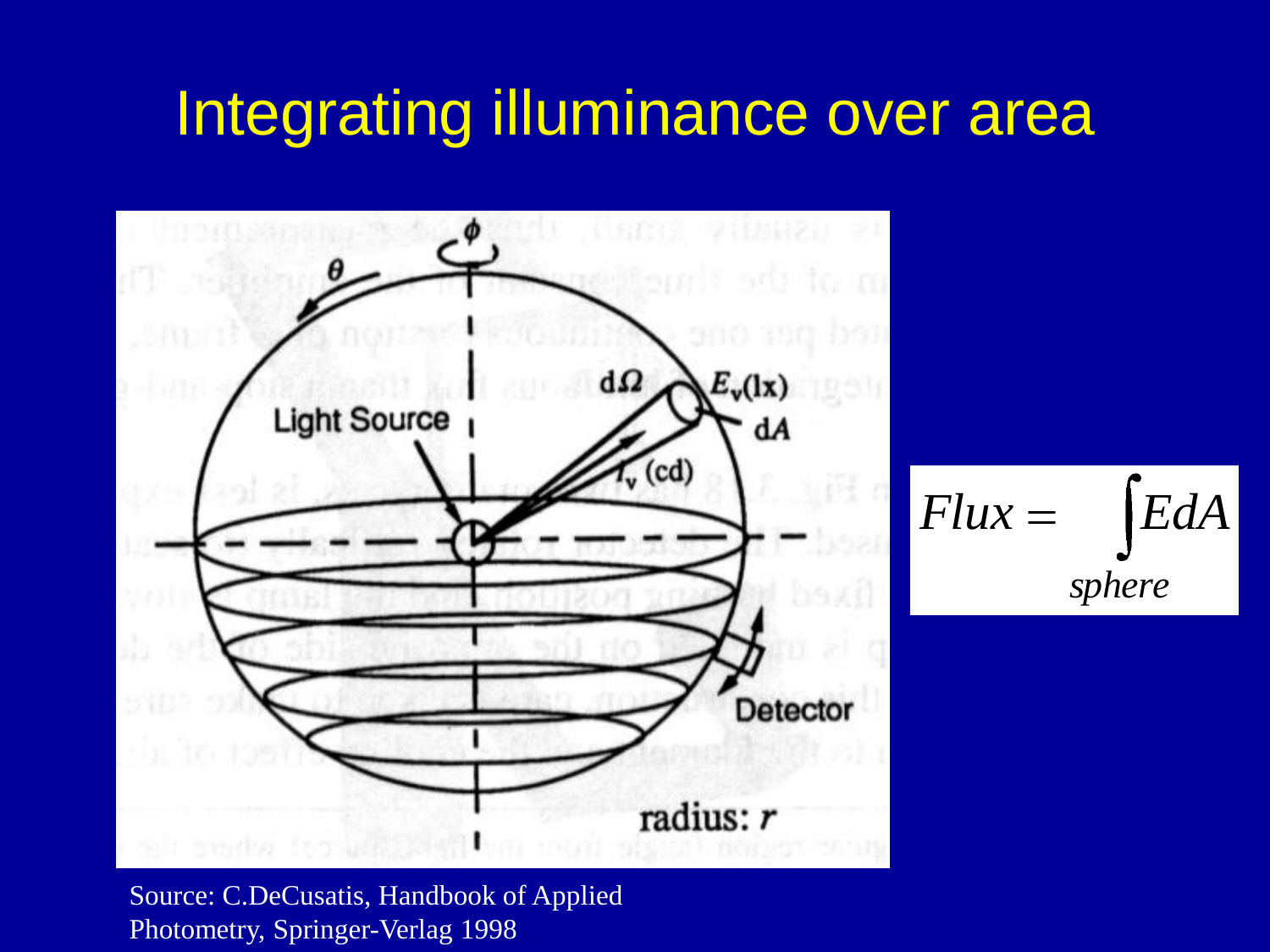# Integrating illuminance over area

$$Flux = \int_{sphere} E\,dA$$

Source: C.DeCusatis, Handbook of Applied Photometry, Springer-Verlag 1998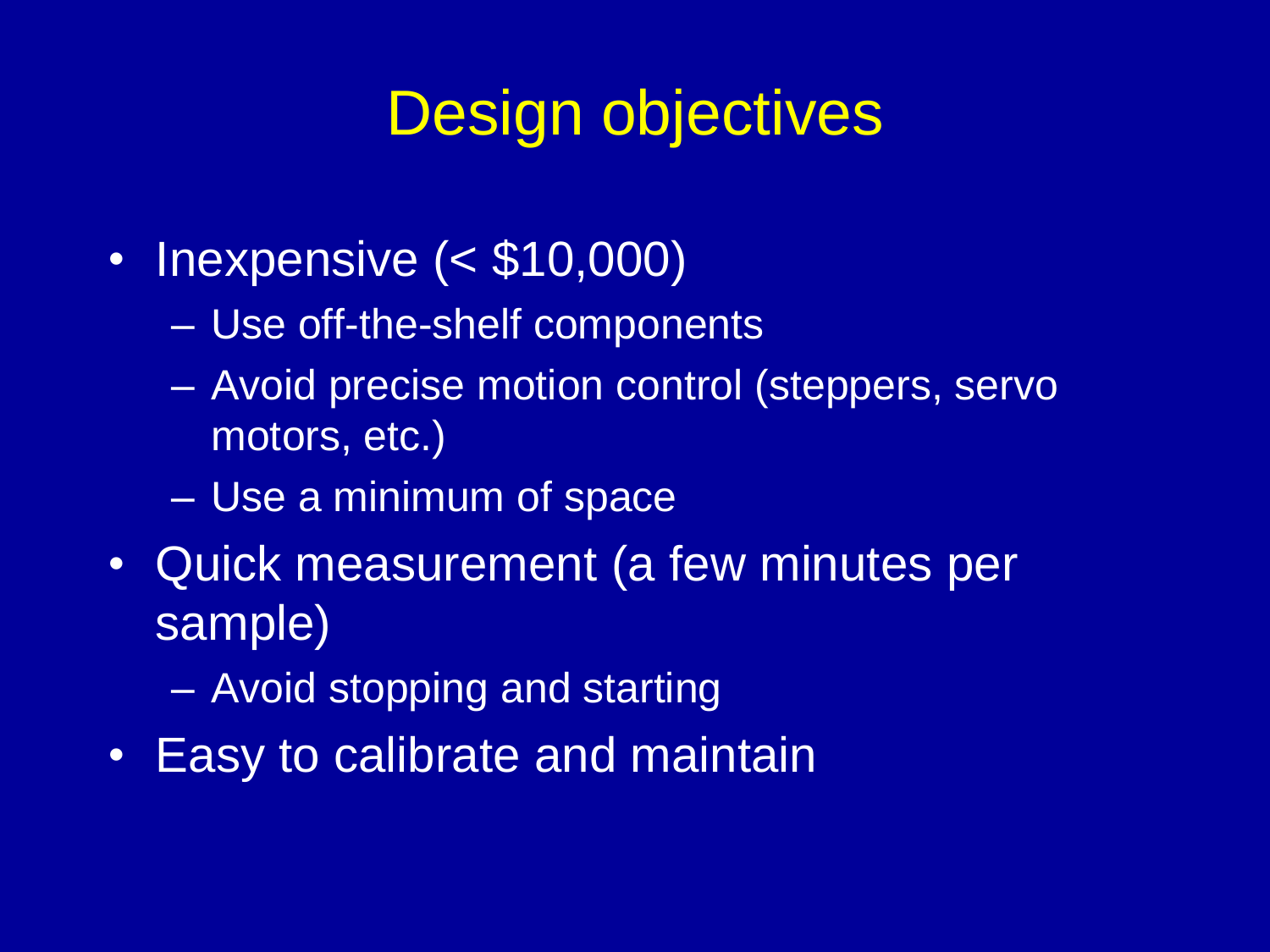# Design objectives

- Inexpensive (< $10,000)
  - Use off-the-shelf components
  - Avoid precise motion control (steppers, servo motors, etc.)
  - Use a minimum of space
- Quick measurement (a few minutes per sample)
  - Avoid stopping and starting
- Easy to calibrate and maintain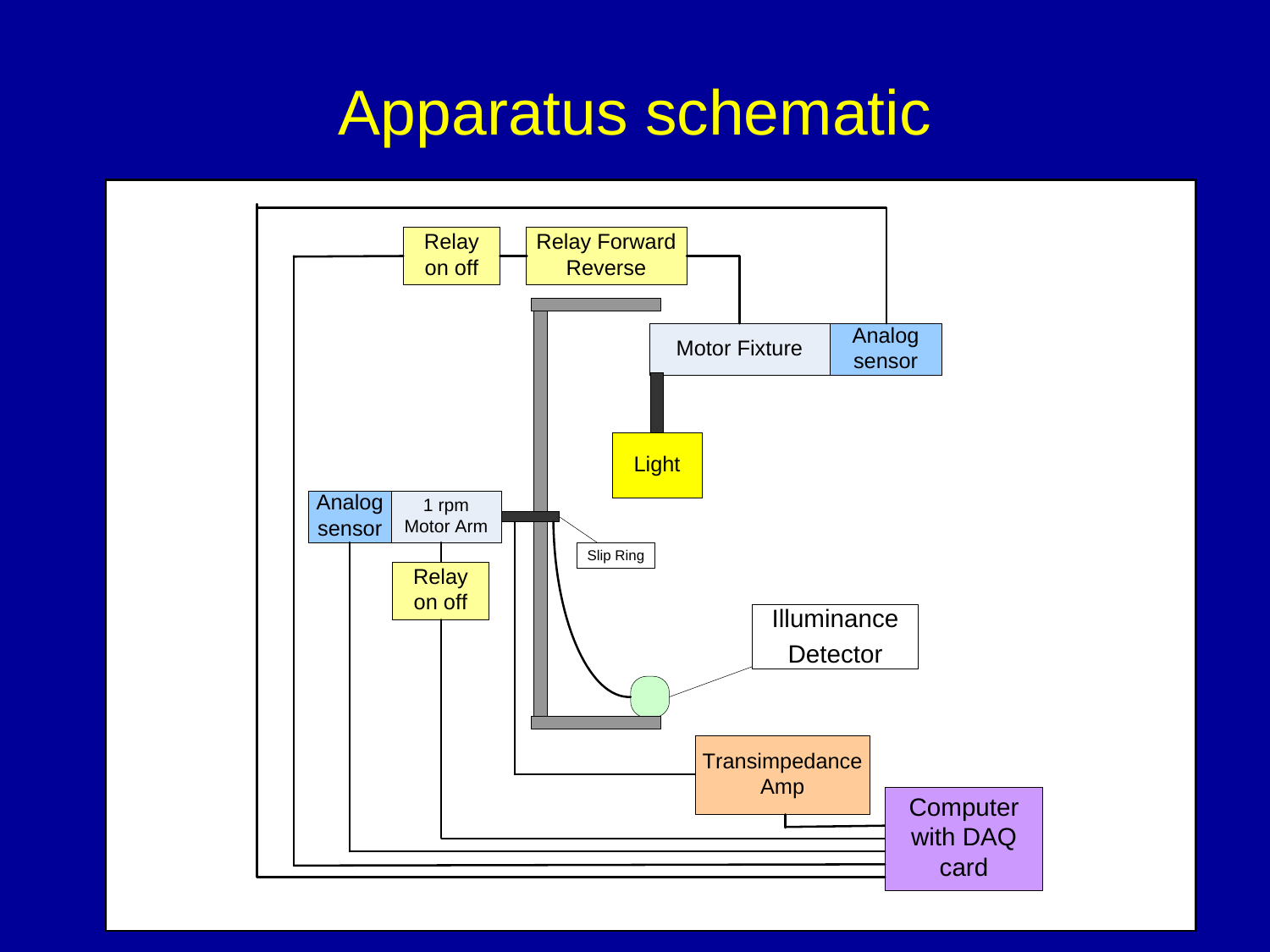# Apparatus schematic

Relay on off

Relay Forward Reverse

Motor Fixture

Analog sensor

Light

Analog sensor

1 rpm Motor Arm

Slip Ring

Relay on off

Illuminance Detector

Transimpedance Amp

Computer with DAQ card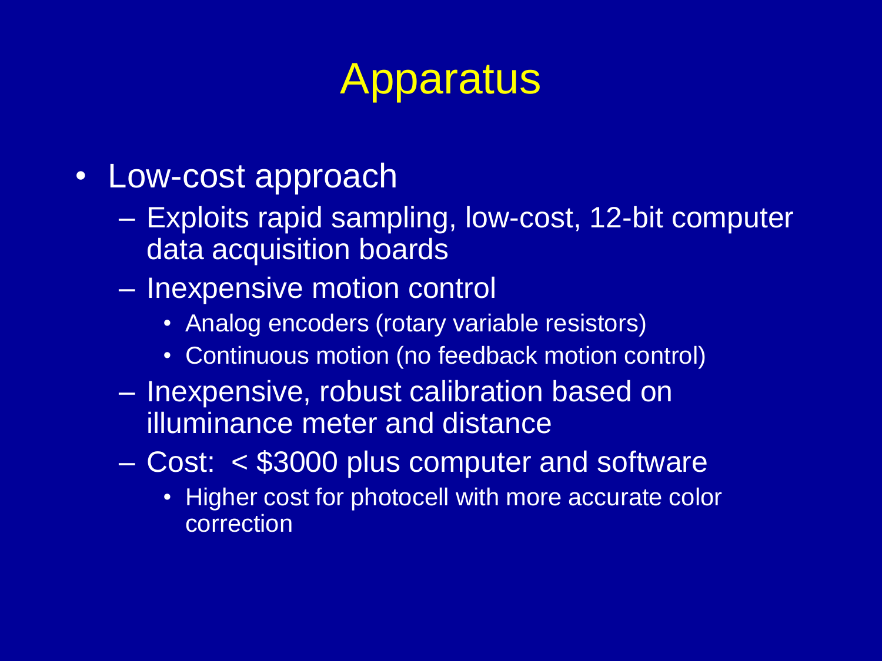# Apparatus

- Low-cost approach
  - Exploits rapid sampling, low-cost, 12-bit computer data acquisition boards
  - Inexpensive motion control
    - Analog encoders (rotary variable resistors)
    - Continuous motion (no feedback motion control)
  - Inexpensive, robust calibration based on illuminance meter and distance
  - Cost: < $3000 plus computer and software
    - Higher cost for photocell with more accurate color correction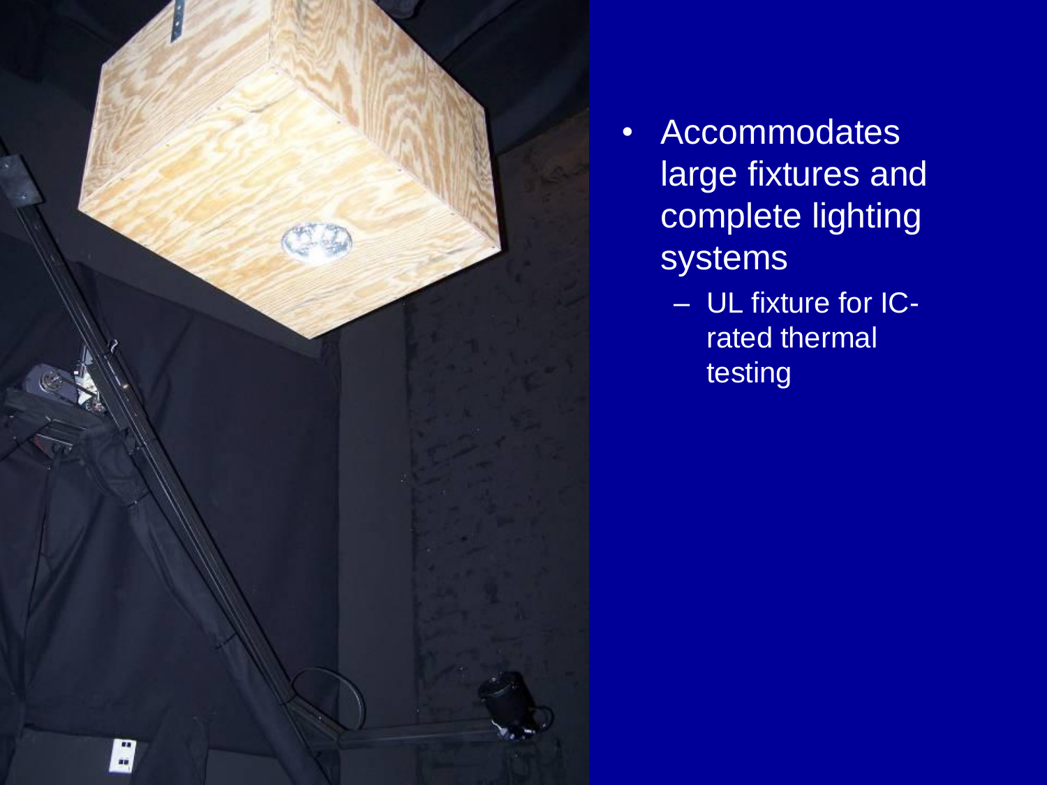- Accommodates large fixtures and complete lighting systems
  - UL fixture for IC-rated thermal testing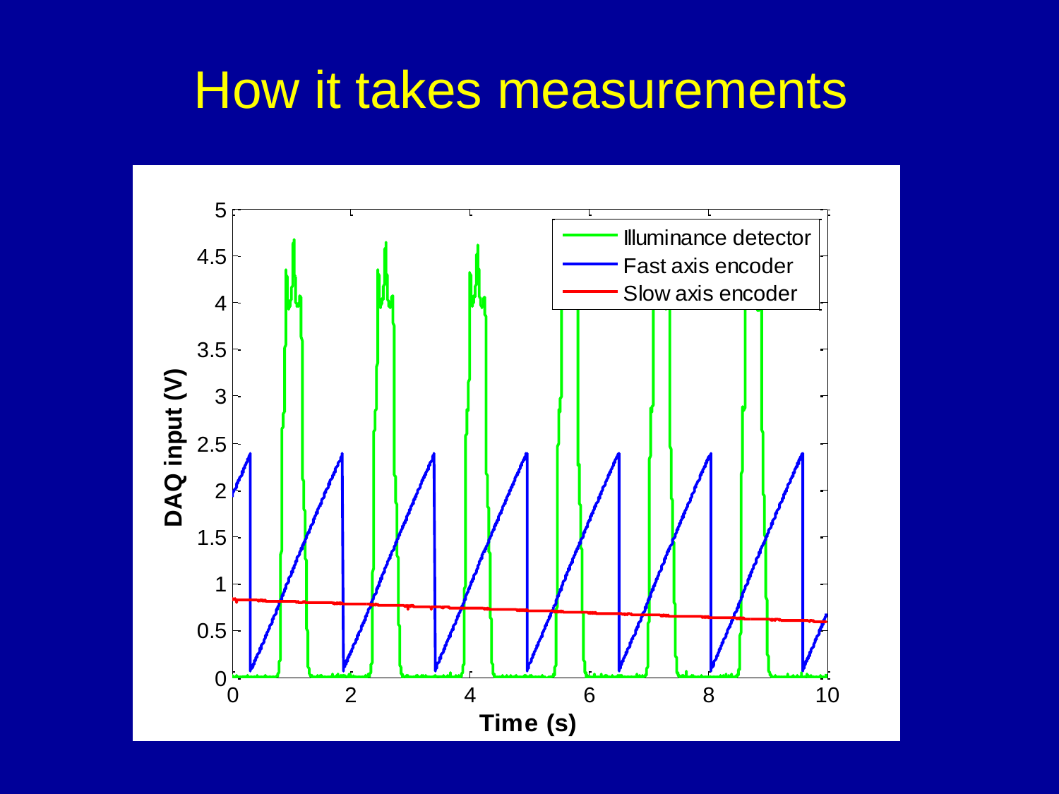# How it takes measurements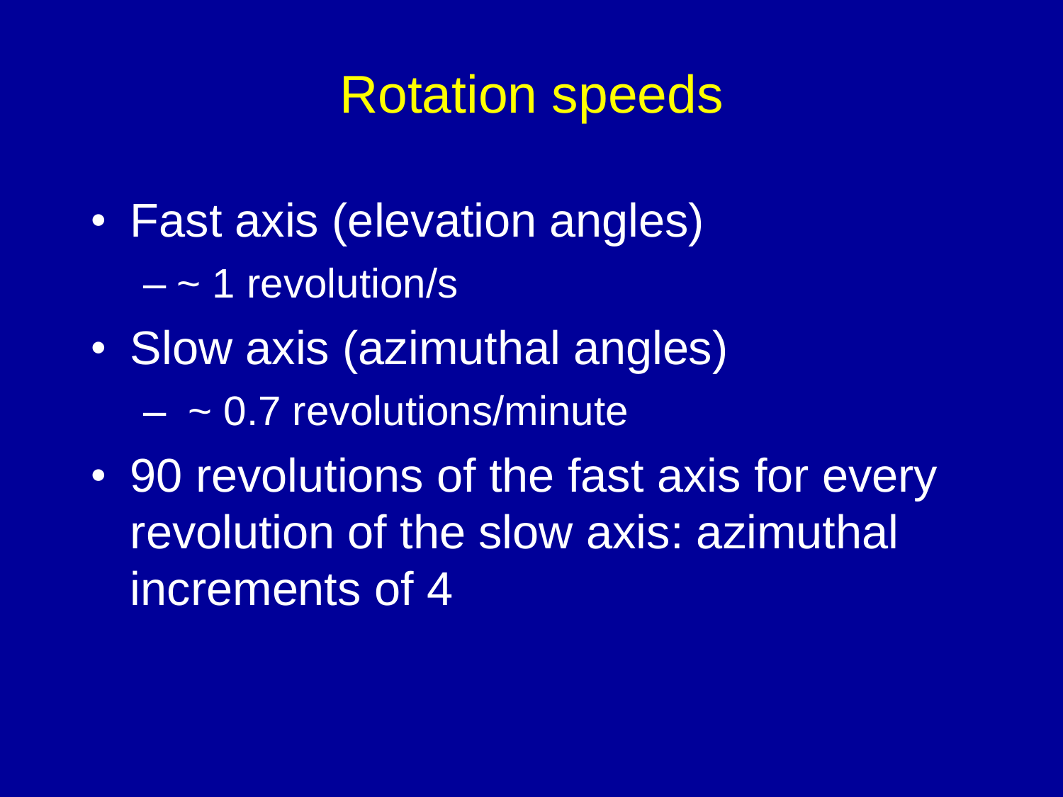# Rotation speeds

- Fast axis (elevation angles)
  - ~ 1 revolution/s
- Slow axis (azimuthal angles)
  - ~ 0.7 revolutions/minute
- 90 revolutions of the fast axis for every revolution of the slow axis: azimuthal increments of 4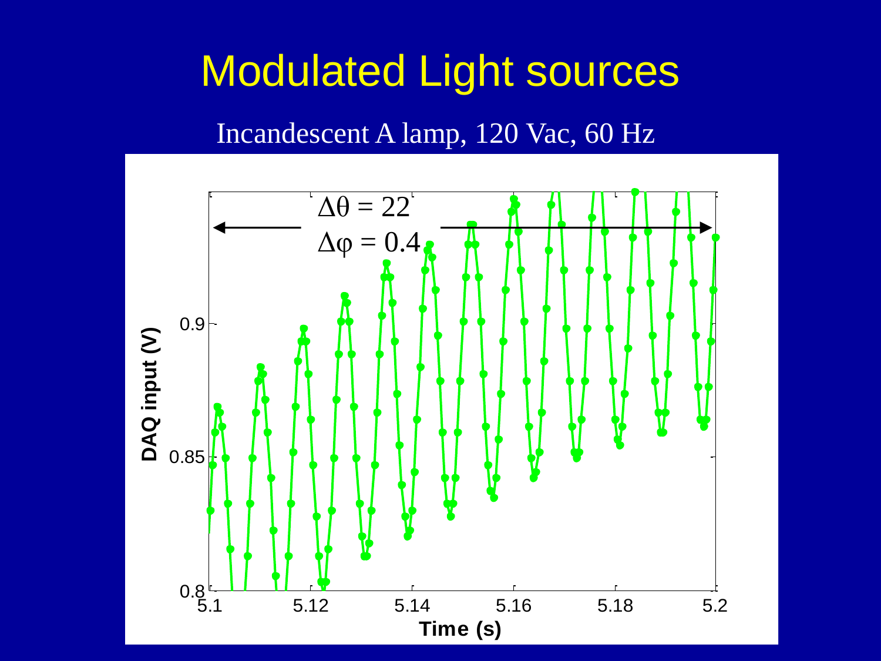# Modulated Light sources

Incandescent A lamp, 120 Vac, 60 Hz

$\Delta\theta = 22$

$\Delta\varphi = 0.4$

DAQ input (V)

0.8

0.85

0.9

5.1 5.12 5.14 5.16 5.18 5.2

Time (s)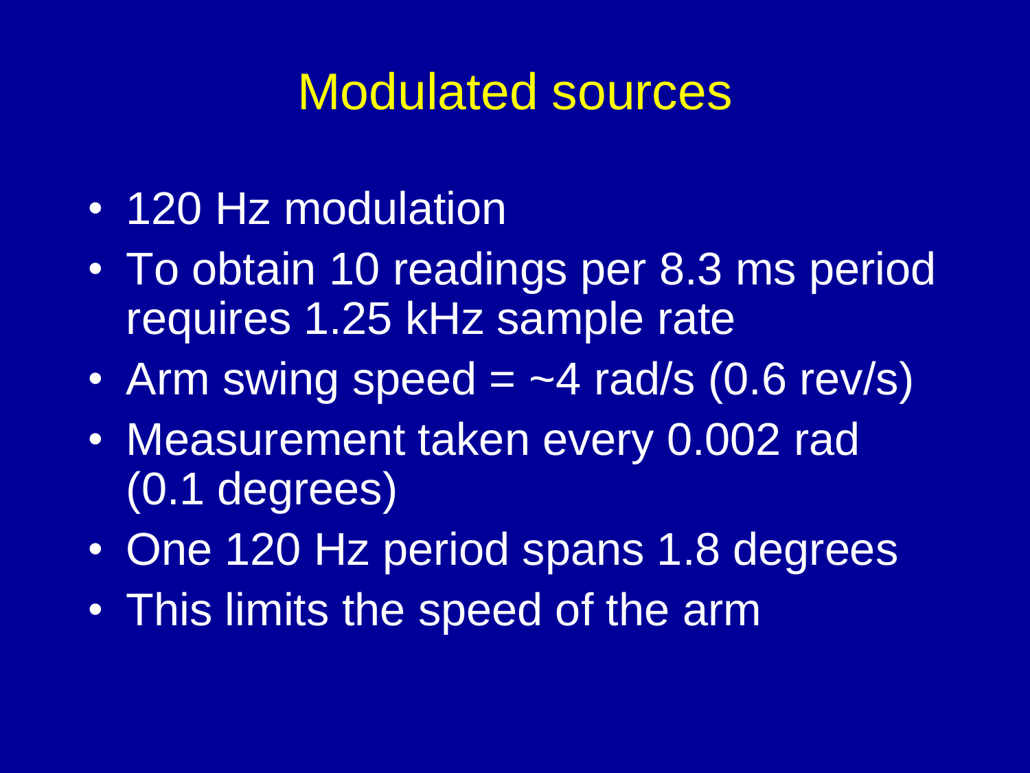# Modulated sources

- 120 Hz modulation
- To obtain 10 readings per 8.3 ms period requires 1.25 kHz sample rate
- Arm swing speed = ~4 rad/s (0.6 rev/s)
- Measurement taken every 0.002 rad (0.1 degrees)
- One 120 Hz period spans 1.8 degrees
- This limits the speed of the arm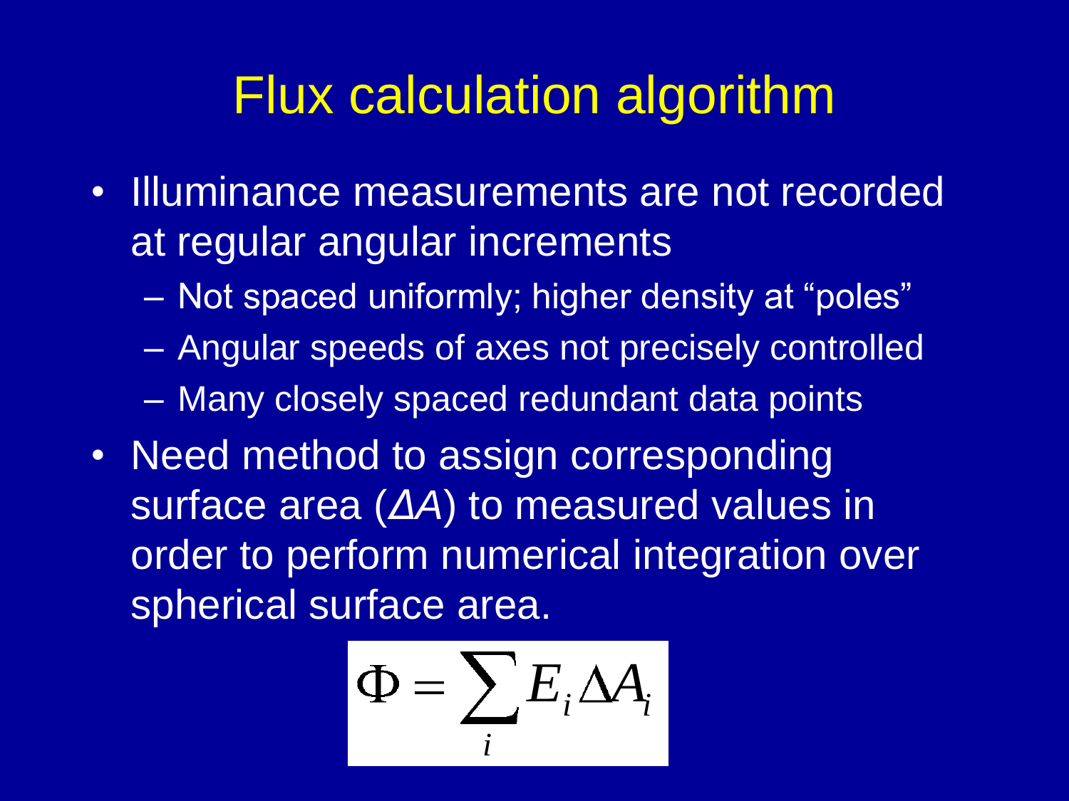# Flux calculation algorithm

- Illuminance measurements are not recorded at regular angular increments
  - Not spaced uniformly; higher density at “poles”
  - Angular speeds of axes not precisely controlled
  - Many closely spaced redundant data points
- Need method to assign corresponding surface area (*ΔA*) to measured values in order to perform numerical integration over spherical surface area.

$$\Phi = \sum_i E_i \Delta A_i$$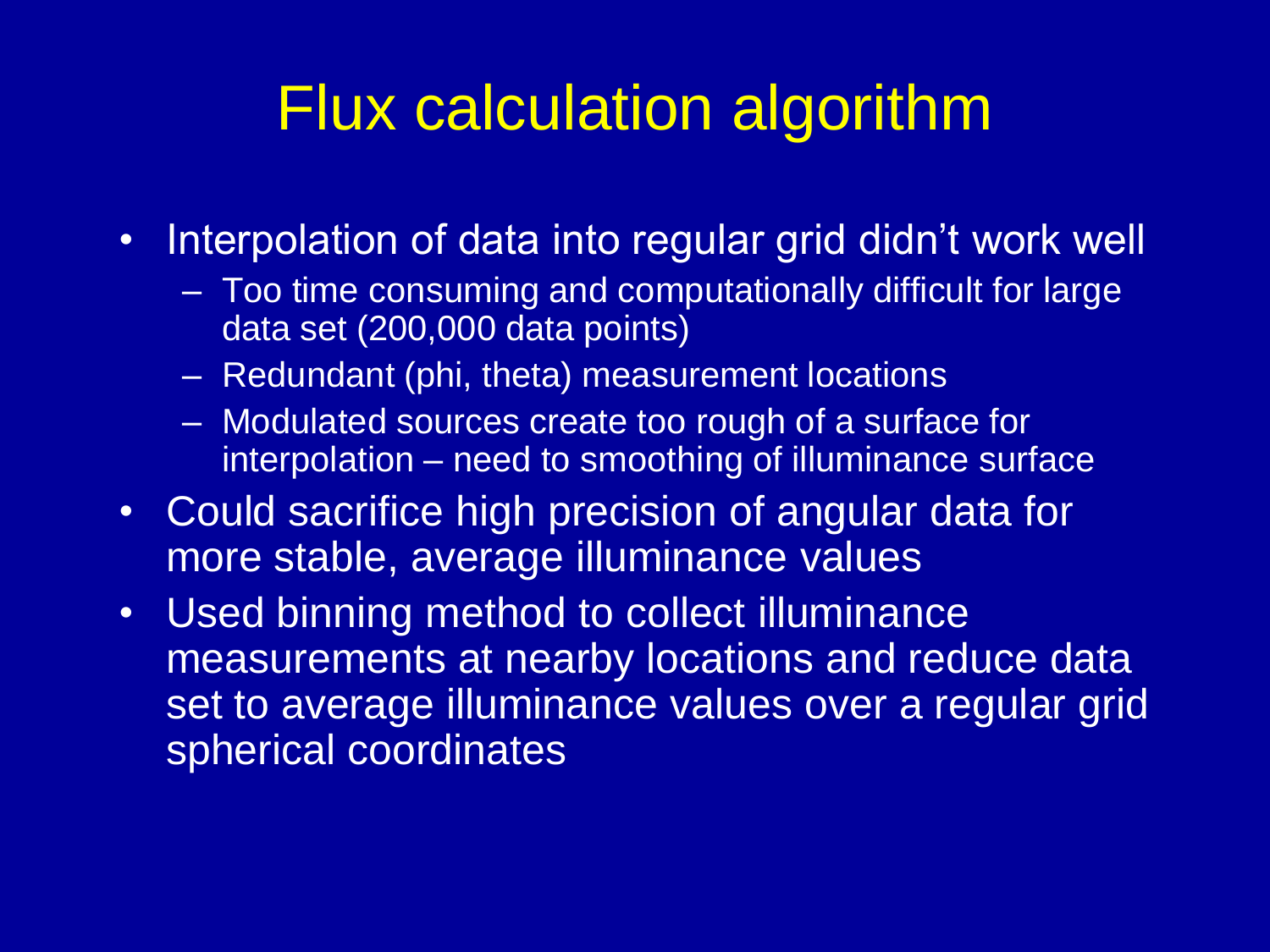# Flux calculation algorithm

- Interpolation of data into regular grid didn't work well
  - Too time consuming and computationally difficult for large data set (200,000 data points)
  - Redundant (phi, theta) measurement locations
  - Modulated sources create too rough of a surface for interpolation – need to smoothing of illuminance surface
- Could sacrifice high precision of angular data for more stable, average illuminance values
- Used binning method to collect illuminance measurements at nearby locations and reduce data set to average illuminance values over a regular grid spherical coordinates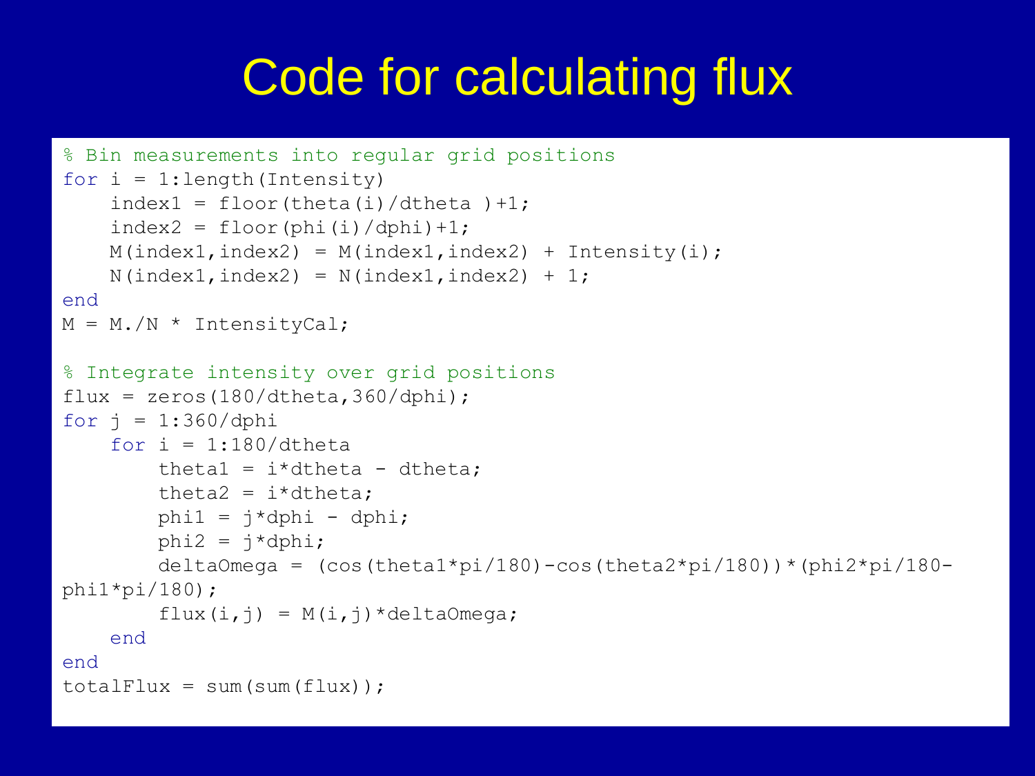# Code for calculating flux

```
% Bin measurements into regular grid positions
for i = 1:length(Intensity)
    index1 = floor(theta(i)/dtheta )+1;
    index2 = floor(phi(i)/dphi)+1;
    M(index1,index2) = M(index1,index2) + Intensity(i);
    N(index1,index2) = N(index1,index2) + 1;
end
M = M./N * IntensityCal;

% Integrate intensity over grid positions
flux = zeros(180/dtheta,360/dphi);
for j = 1:360/dphi
    for i = 1:180/dtheta
        theta1 = i*dtheta - dtheta;
        theta2 = i*dtheta;
        phi1 = j*dphi - dphi;
        phi2 = j*dphi;
        deltaOmega = (cos(theta1*pi/180)-cos(theta2*pi/180))*(phi2*pi/180-
phi1*pi/180);
        flux(i,j) = M(i,j)*deltaOmega;
    end
end
totalFlux = sum(sum(flux));
```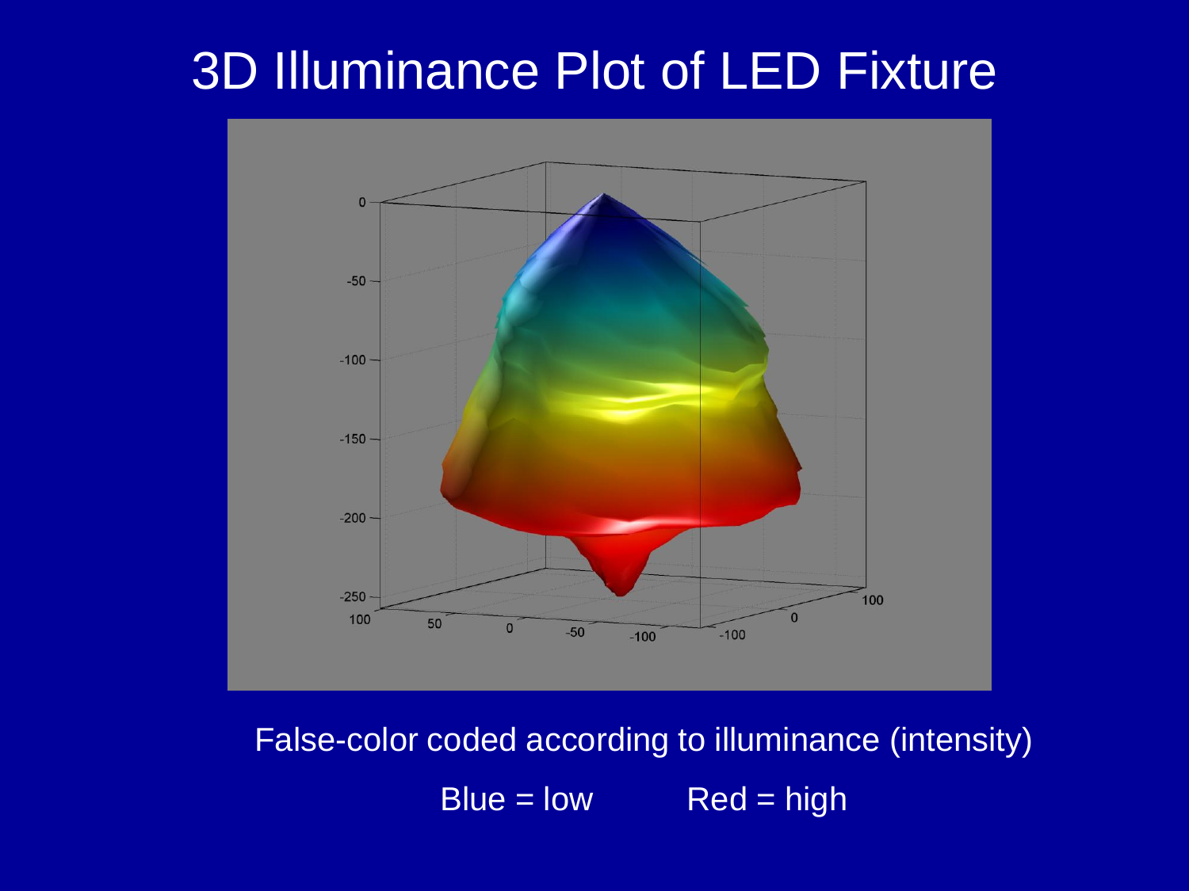# 3D Illuminance Plot of LED Fixture

False-color coded according to illuminance (intensity)

Blue = low          Red = high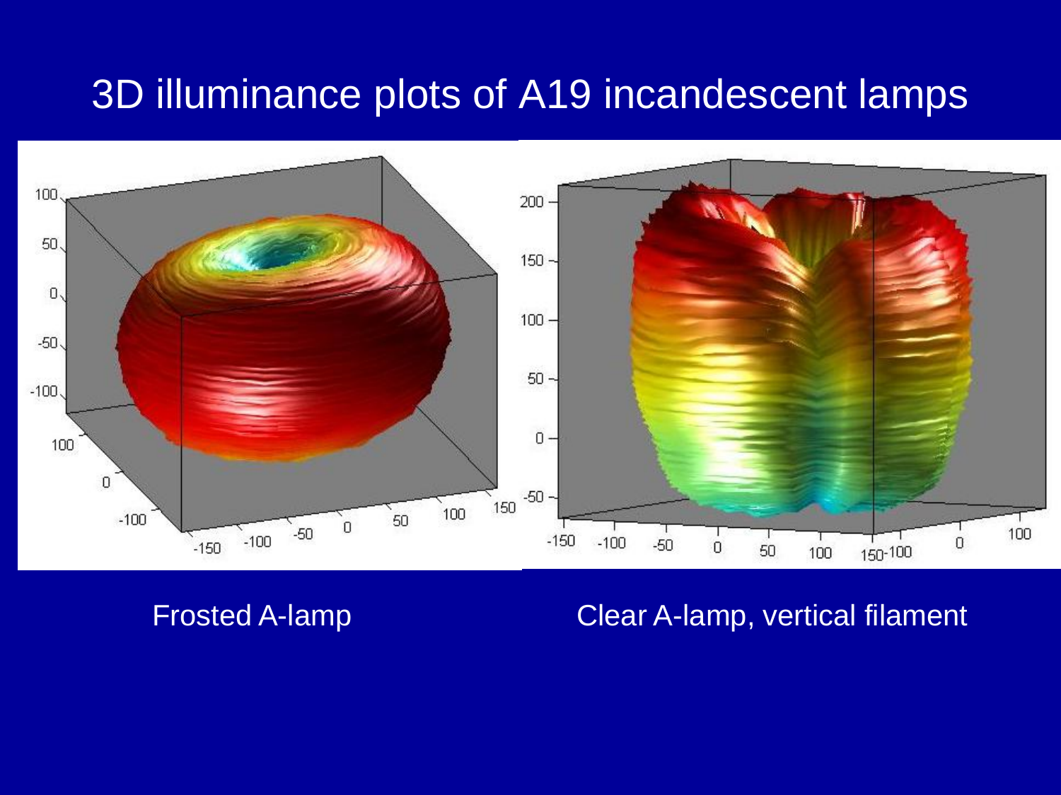# 3D illuminance plots of A19 incandescent lamps

Frosted A-lamp

Clear A-lamp, vertical filament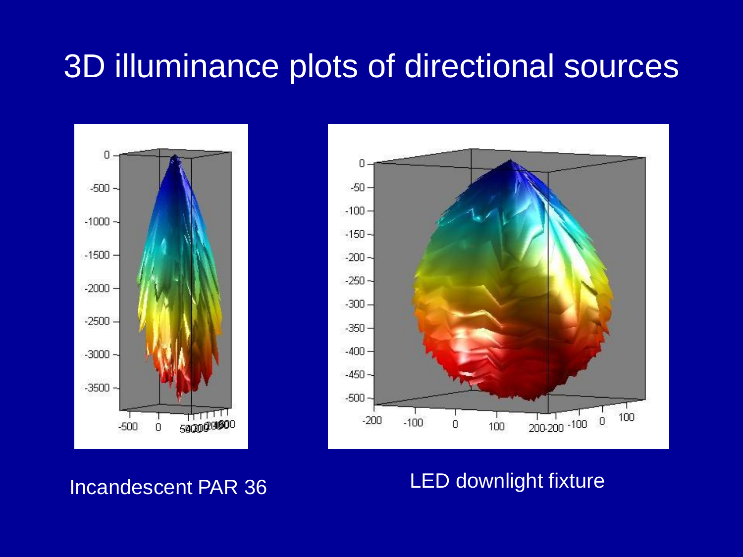# 3D illuminance plots of directional sources

Incandescent PAR 36

LED downlight fixture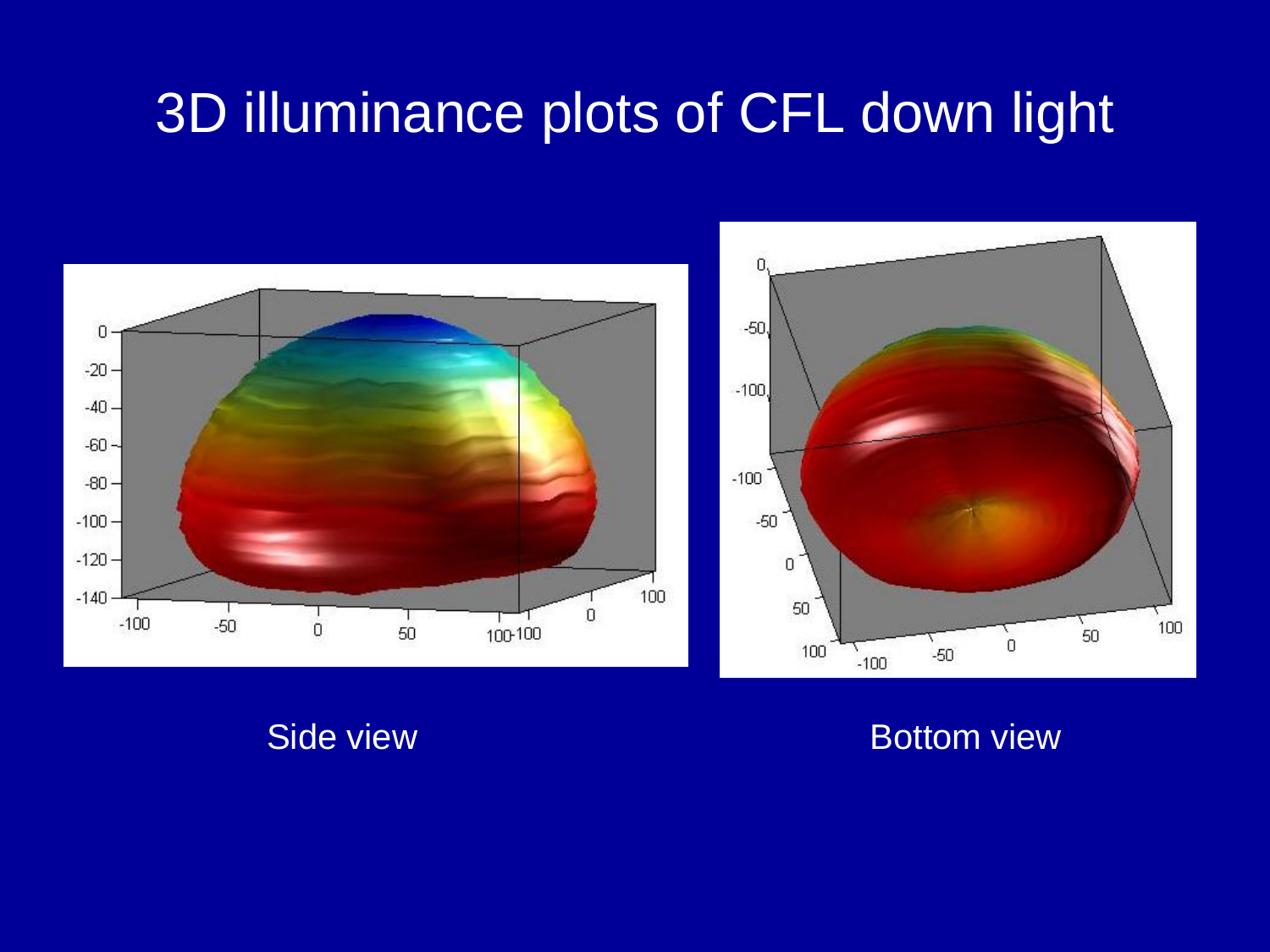# 3D illuminance plots of CFL down light

Side view

Bottom view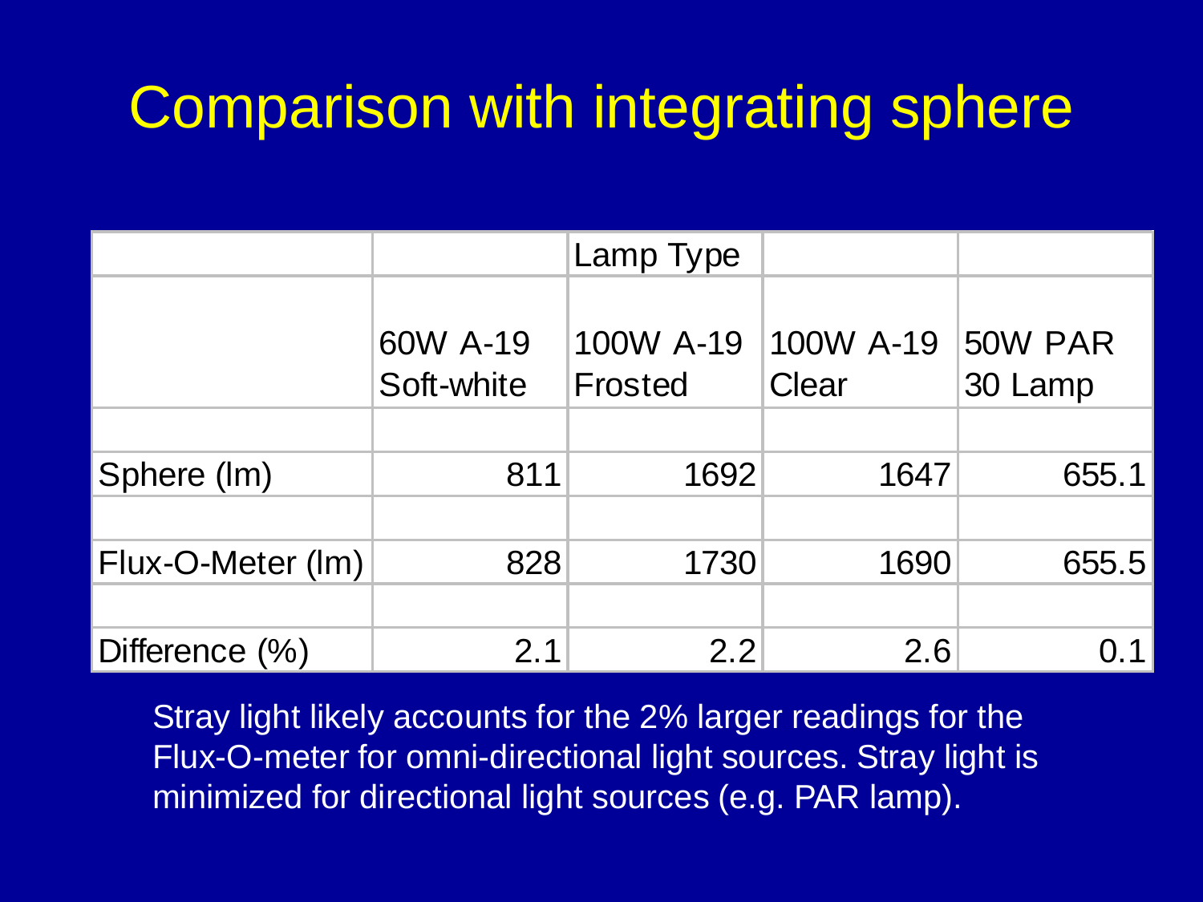# Comparison with integrating sphere

| | | Lamp Type | | |
|---|---|---|---|---|
| | 60W A-19 Soft-white | 100W A-19 Frosted | 100W A-19 Clear | 50W PAR 30 Lamp |
| | | | | |
| Sphere (lm) | 811 | 1692 | 1647 | 655.1 |
| | | | | |
| Flux-O-Meter (lm) | 828 | 1730 | 1690 | 655.5 |
| | | | | |
| Difference (%) | 2.1 | 2.2 | 2.6 | 0.1 |

Stray light likely accounts for the 2% larger readings for the Flux-O-meter for omni-directional light sources. Stray light is minimized for directional light sources (e.g. PAR lamp).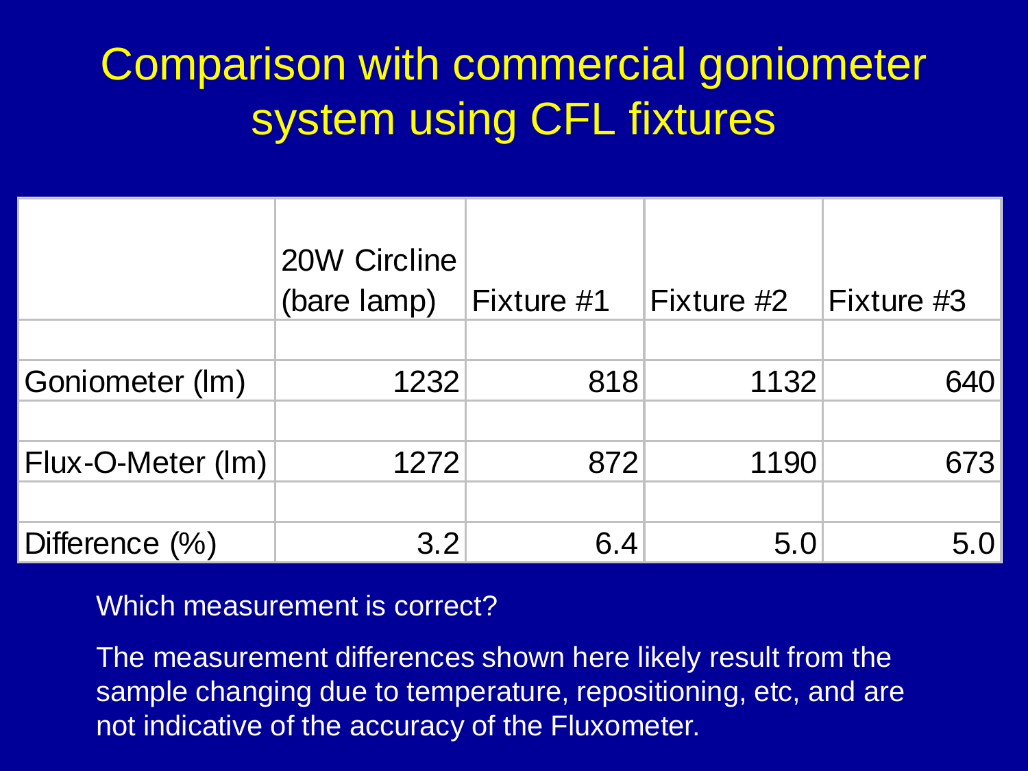# Comparison with commercial goniometer system using CFL fixtures

| | 20W Circline (bare lamp) | Fixture #1 | Fixture #2 | Fixture #3 |
|---|---|---|---|---|
| Goniometer (lm) | 1232 | 818 | 1132 | 640 |
| Flux-O-Meter (lm) | 1272 | 872 | 1190 | 673 |
| Difference (%) | 3.2 | 6.4 | 5.0 | 5.0 |

Which measurement is correct?

The measurement differences shown here likely result from the sample changing due to temperature, repositioning, etc, and are not indicative of the accuracy of the Fluxometer.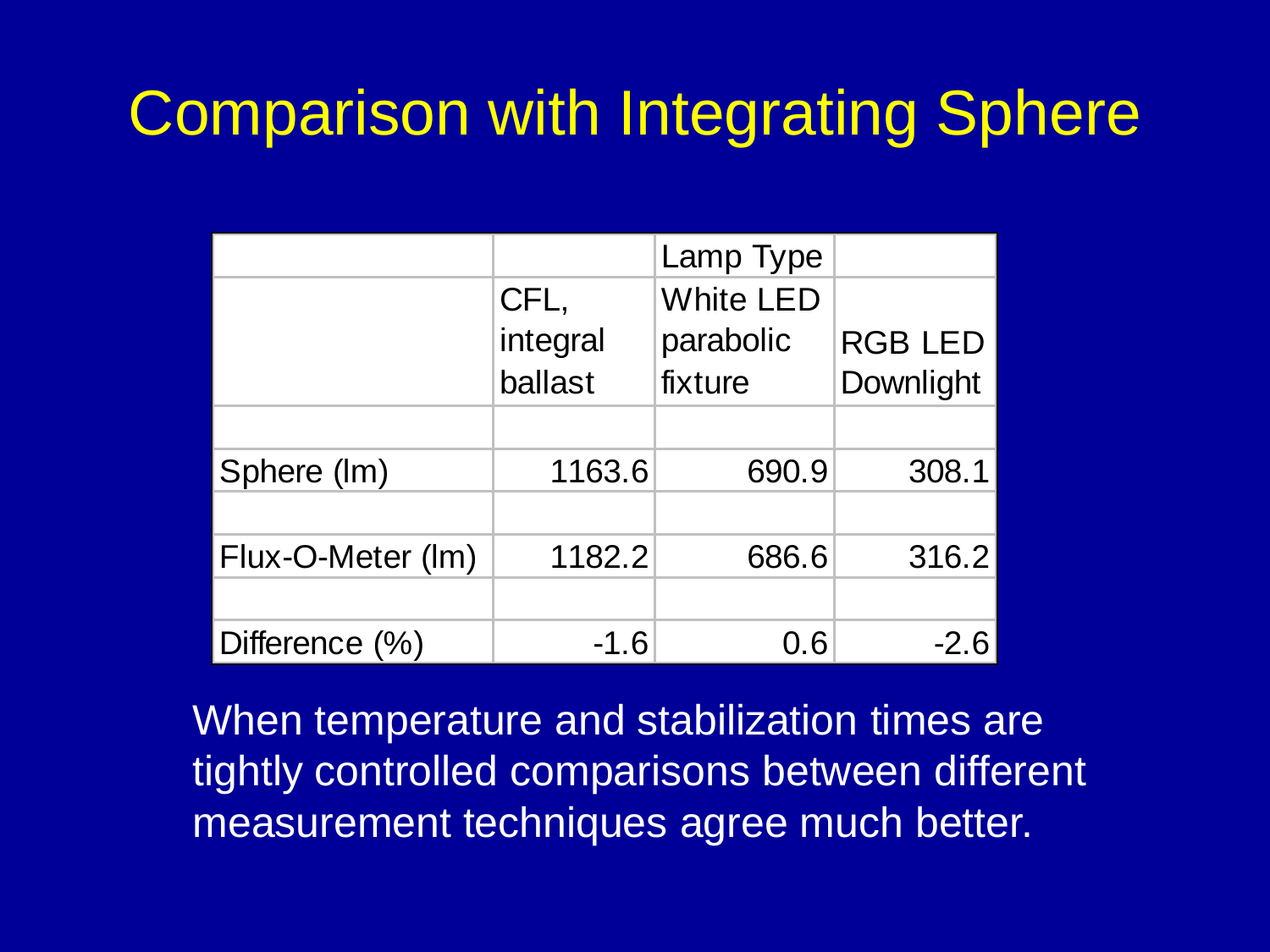# Comparison with Integrating Sphere

| | | Lamp Type | |
|---|---|---|---|
| | CFL, integral ballast | White LED parabolic fixture | RGB LED Downlight |
| | | | |
| Sphere (lm) | 1163.6 | 690.9 | 308.1 |
| | | | |
| Flux-O-Meter (lm) | 1182.2 | 686.6 | 316.2 |
| | | | |
| Difference (%) | -1.6 | 0.6 | -2.6 |

When temperature and stabilization times are tightly controlled comparisons between different measurement techniques agree much better.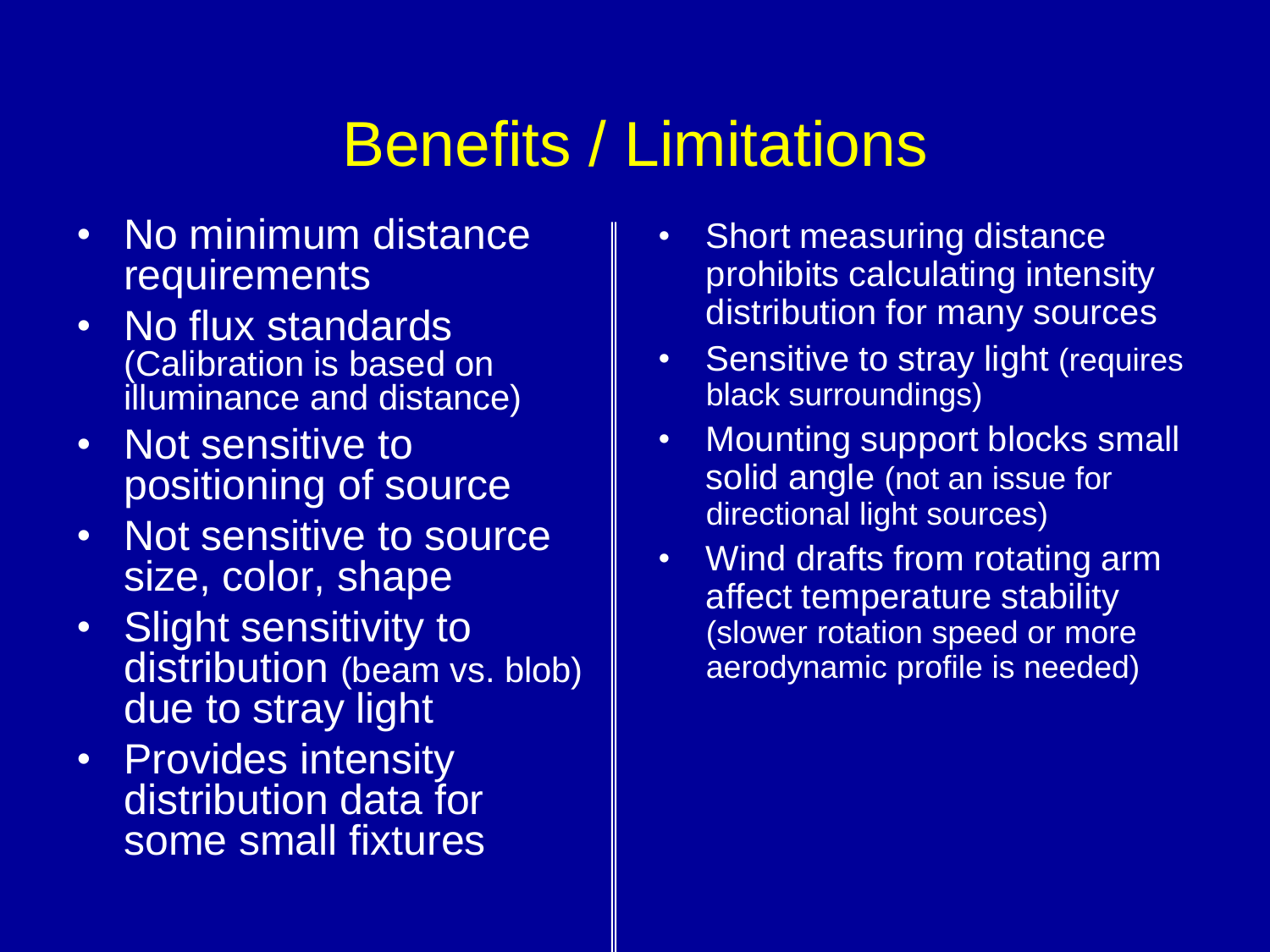# Benefits / Limitations

- No minimum distance requirements
- No flux standards (Calibration is based on illuminance and distance)
- Not sensitive to positioning of source
- Not sensitive to source size, color, shape
- Slight sensitivity to distribution (beam vs. blob) due to stray light
- Provides intensity distribution data for some small fixtures

- Short measuring distance prohibits calculating intensity distribution for many sources
- Sensitive to stray light (requires black surroundings)
- Mounting support blocks small solid angle (not an issue for directional light sources)
- Wind drafts from rotating arm affect temperature stability (slower rotation speed or more aerodynamic profile is needed)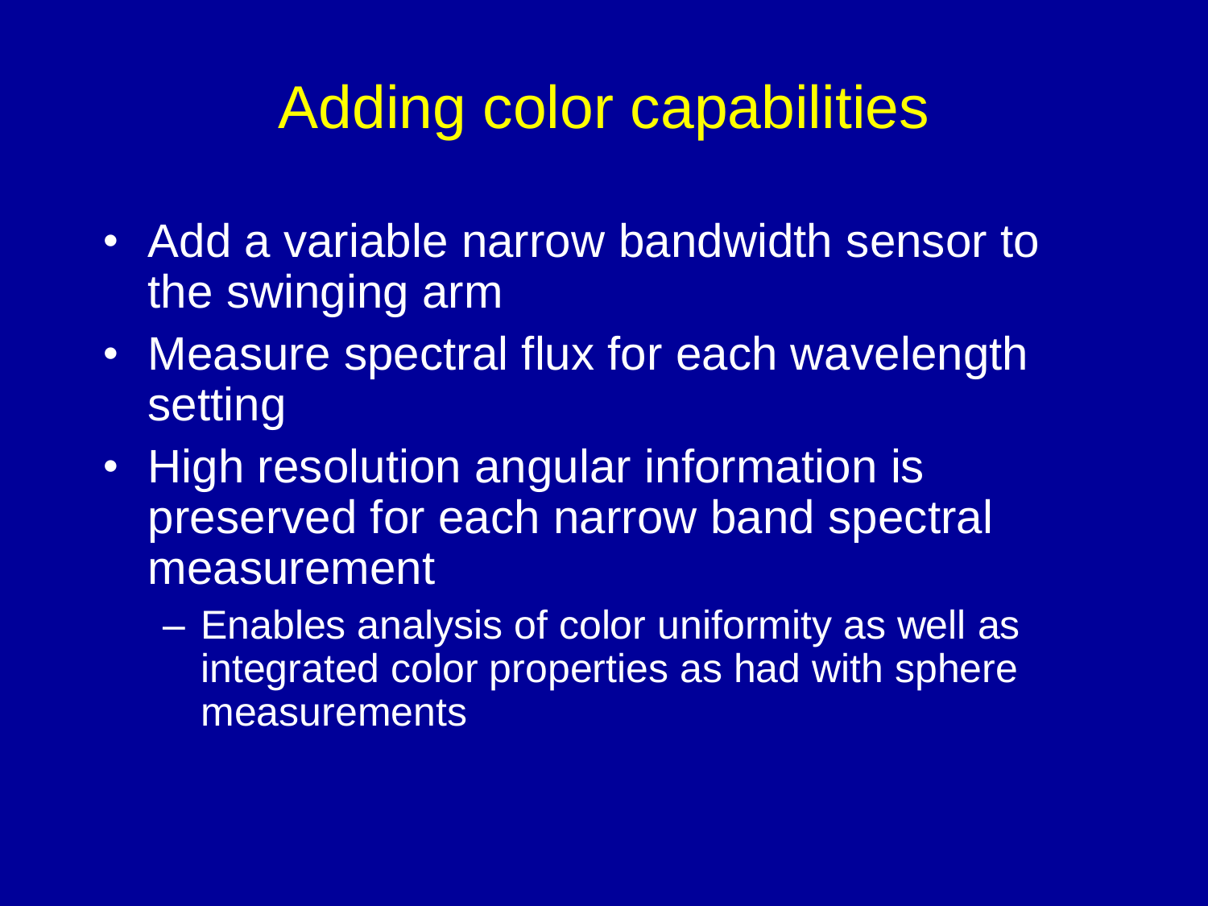# Adding color capabilities

- Add a variable narrow bandwidth sensor to the swinging arm
- Measure spectral flux for each wavelength setting
- High resolution angular information is preserved for each narrow band spectral measurement
  - Enables analysis of color uniformity as well as integrated color properties as had with sphere measurements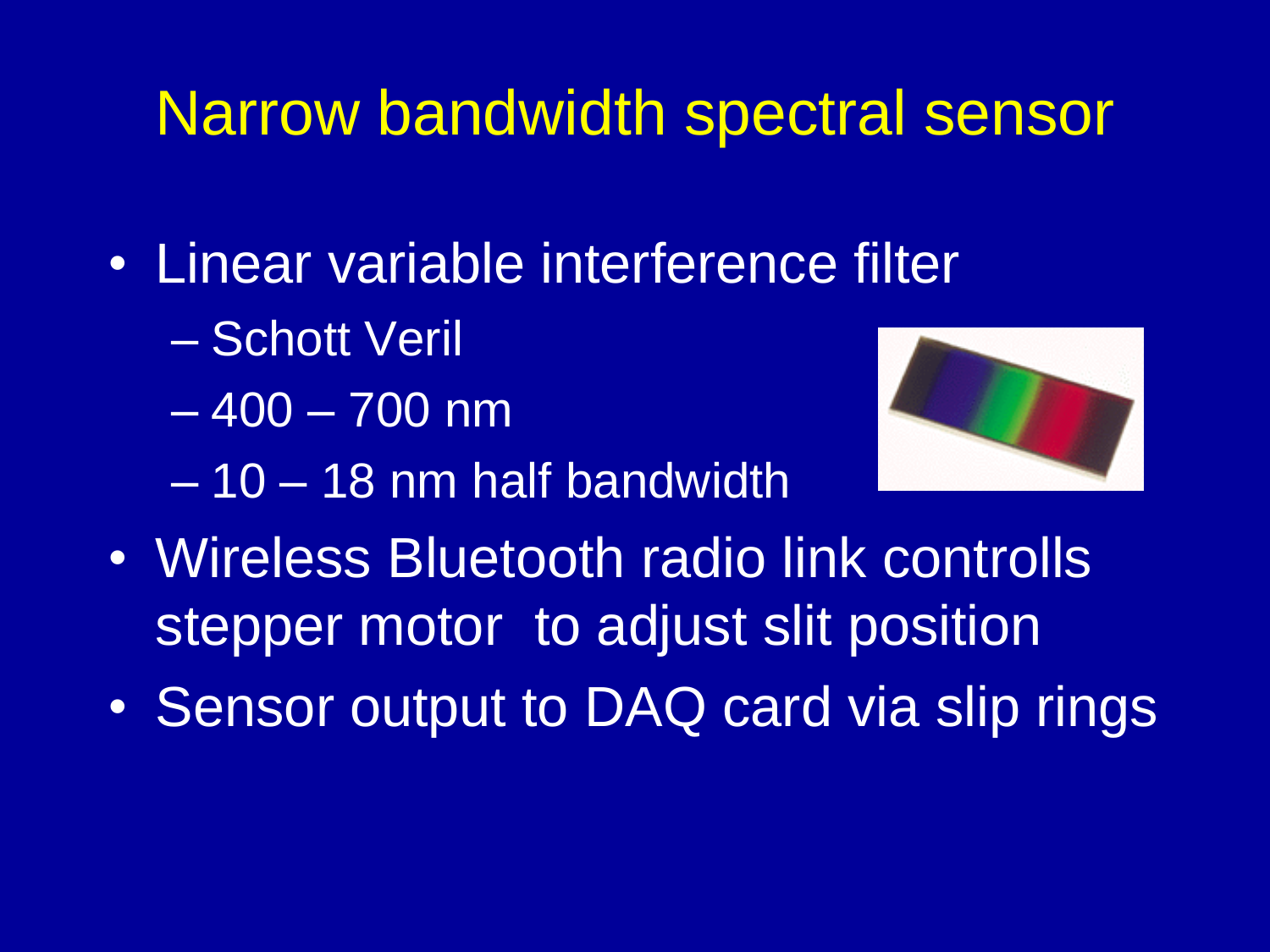# Narrow bandwidth spectral sensor

- Linear variable interference filter
  - Schott Veril
  - 400 – 700 nm
  - 10 – 18 nm half bandwidth
- Wireless Bluetooth radio link controlls stepper motor to adjust slit position
- Sensor output to DAQ card via slip rings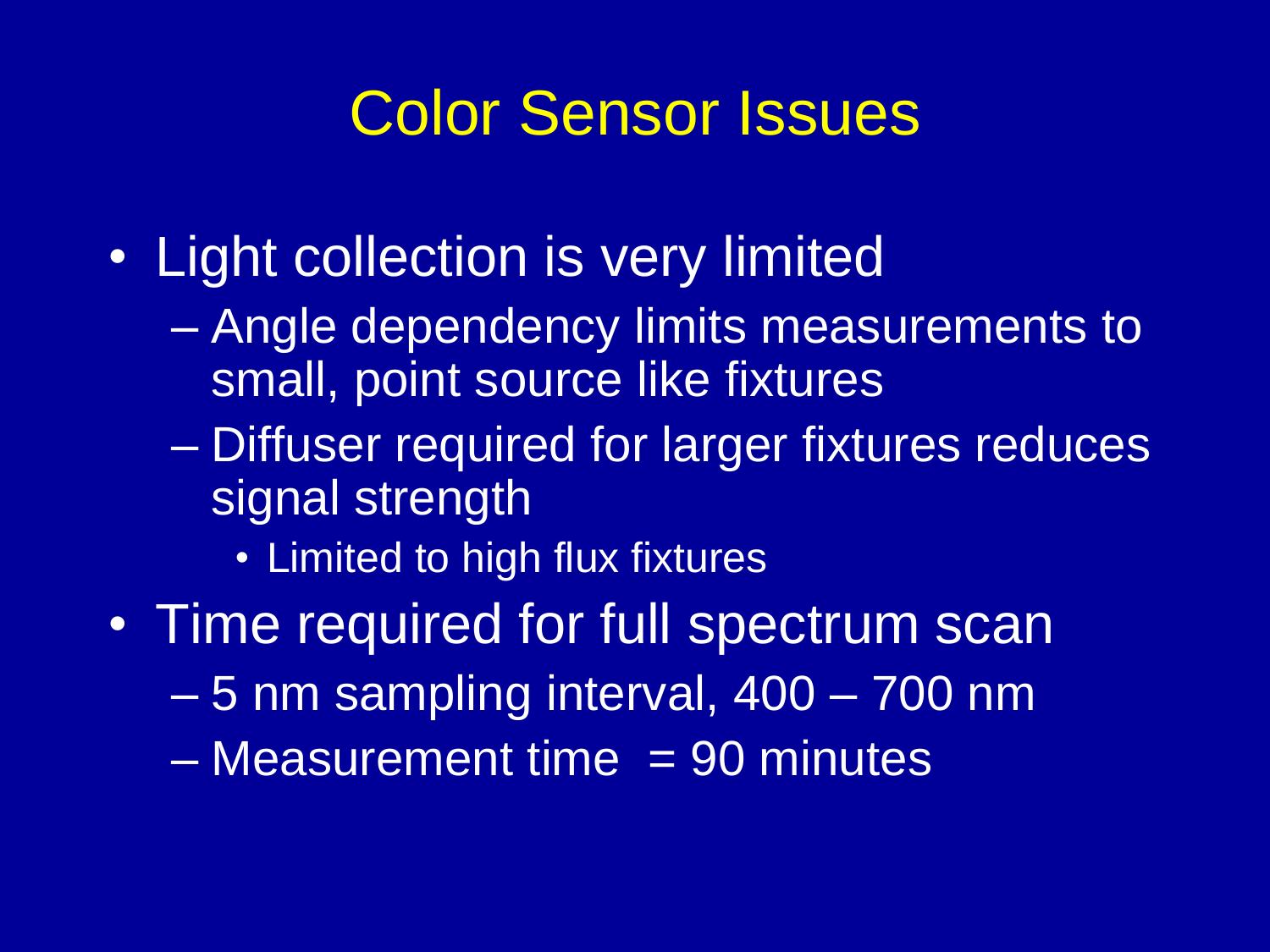# Color Sensor Issues

- Light collection is very limited
  - Angle dependency limits measurements to small, point source like fixtures
  - Diffuser required for larger fixtures reduces signal strength
    - Limited to high flux fixtures
- Time required for full spectrum scan
  - 5 nm sampling interval, 400 – 700 nm
  - Measurement time = 90 minutes